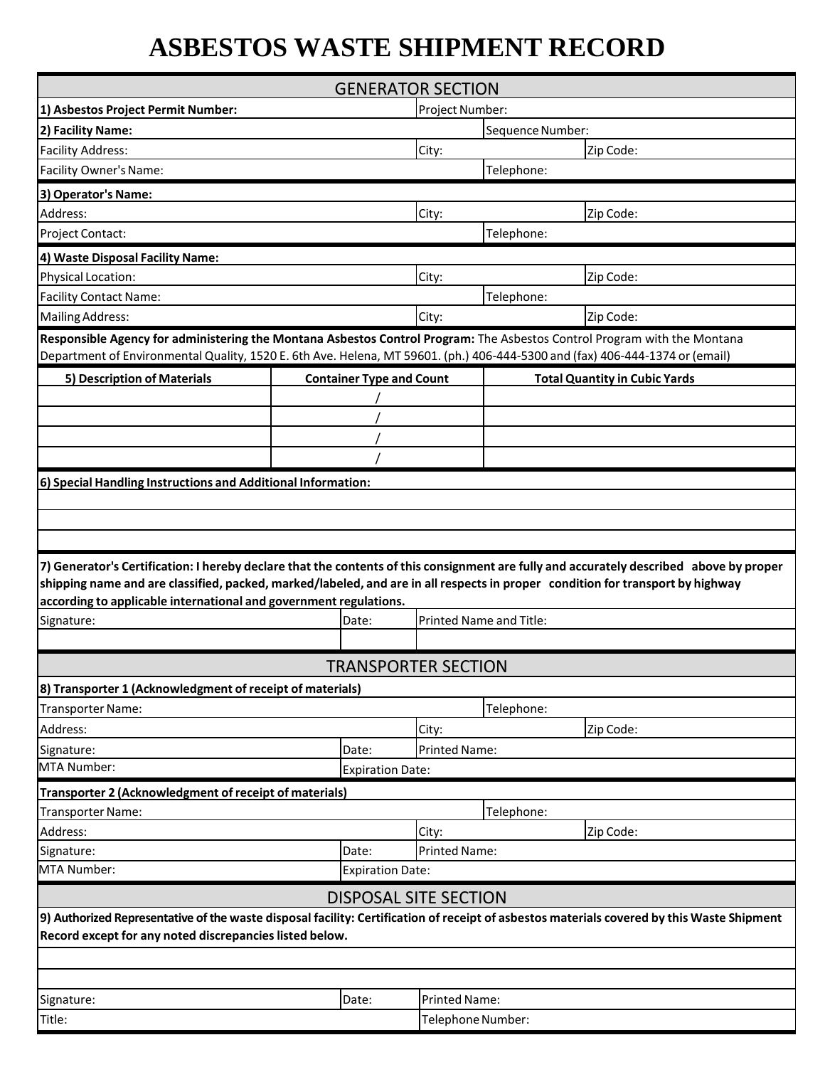# ASBESTOS WASTE SHIPMENT RECORD

## GENERATOR SECTION

| | | | |
|---|---|---|---|
| **1) Asbestos Project Permit Number:** | Project Number: | | |
| **2) Facility Name:** | | Sequence Number: | |
| Facility Address: | City: | | Zip Code: |
| Facility Owner's Name: | | Telephone: | |
| **3) Operator's Name:** | | | |
| Address: | City: | | Zip Code: |
| Project Contact: | | Telephone: | |
| **4) Waste Disposal Facility Name:** | | | |
| Physical Location: | City: | | Zip Code: |
| Facility Contact Name: | | Telephone: | |
| Mailing Address: | City: | | Zip Code: |

**Responsible Agency for administering the Montana Asbestos Control Program:** The Asbestos Control Program with the Montana Department of Environmental Quality, 1520 E. 6th Ave. Helena, MT 59601. (ph.) 406-444-5300 and (fax) 406-444-1374 or (email)

| 5) Description of Materials | Container Type and Count | Total Quantity in Cubic Yards |
|---|---|---|
| | / | |
| | / | |
| | / | |
| | / | |

**6) Special Handling Instructions and Additional Information:**

**7) Generator's Certification: I hereby declare that the contents of this consignment are fully and accurately described above by proper shipping name and are classified, packed, marked/labeled, and are in all respects in proper condition for transport by highway according to applicable international and government regulations.**

| Signature: | Date: | Printed Name and Title: |
|---|---|---|
| | | |

## TRANSPORTER SECTION

**8) Transporter 1 (Acknowledgment of receipt of materials)**

| | | | |
|---|---|---|---|
| Transporter Name: | | Telephone: | |
| Address: | | City: | Zip Code: |
| Signature: | Date: | Printed Name: | |
| MTA Number: | Expiration Date: | | |

**Transporter 2 (Acknowledgment of receipt of materials)**

| | | | |
|---|---|---|---|
| Transporter Name: | | Telephone: | |
| Address: | | City: | Zip Code: |
| Signature: | Date: | Printed Name: | |
| MTA Number: | Expiration Date: | | |

## DISPOSAL SITE SECTION

**9) Authorized Representative of the waste disposal facility: Certification of receipt of asbestos materials covered by this Waste Shipment Record except for any noted discrepancies listed below.**

| | | |
|---|---|---|
| Signature: | Date: | Printed Name: |
| Title: | | Telephone Number: |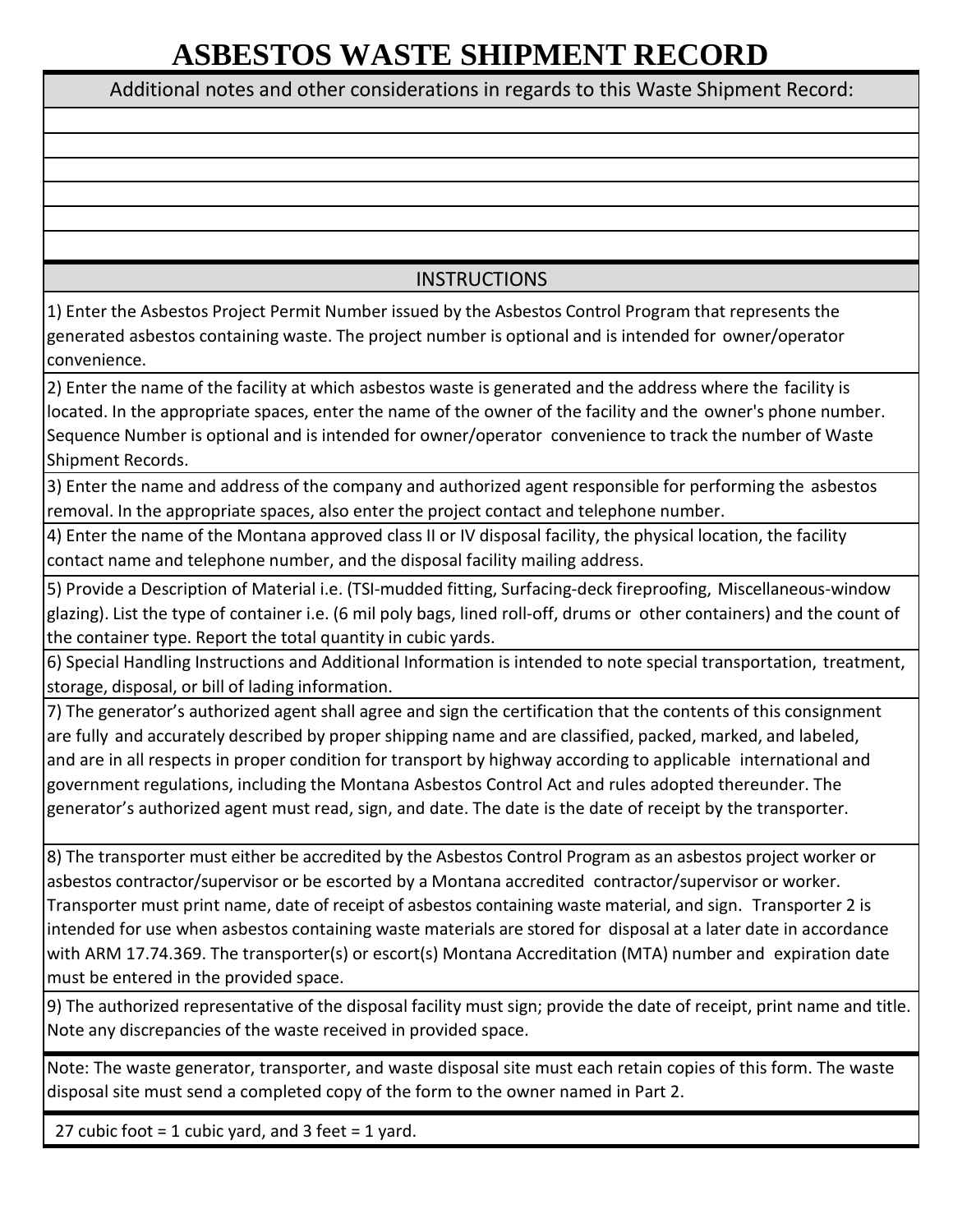# ASBESTOS WASTE SHIPMENT RECORD

Additional notes and other considerations in regards to this Waste Shipment Record:

| |
|---|
| |
| |
| |
| |
| |
| |

## INSTRUCTIONS

1) Enter the Asbestos Project Permit Number issued by the Asbestos Control Program that represents the generated asbestos containing waste. The project number is optional and is intended for owner/operator convenience.

2) Enter the name of the facility at which asbestos waste is generated and the address where the facility is located. In the appropriate spaces, enter the name of the owner of the facility and the owner's phone number. Sequence Number is optional and is intended for owner/operator convenience to track the number of Waste Shipment Records.

3) Enter the name and address of the company and authorized agent responsible for performing the asbestos removal. In the appropriate spaces, also enter the project contact and telephone number.

4) Enter the name of the Montana approved class II or IV disposal facility, the physical location, the facility contact name and telephone number, and the disposal facility mailing address.

5) Provide a Description of Material i.e. (TSI-mudded fitting, Surfacing-deck fireproofing, Miscellaneous-window glazing). List the type of container i.e. (6 mil poly bags, lined roll-off, drums or other containers) and the count of the container type. Report the total quantity in cubic yards.

6) Special Handling Instructions and Additional Information is intended to note special transportation, treatment, storage, disposal, or bill of lading information.

7) The generator's authorized agent shall agree and sign the certification that the contents of this consignment are fully and accurately described by proper shipping name and are classified, packed, marked, and labeled, and are in all respects in proper condition for transport by highway according to applicable international and government regulations, including the Montana Asbestos Control Act and rules adopted thereunder. The generator's authorized agent must read, sign, and date. The date is the date of receipt by the transporter.

8) The transporter must either be accredited by the Asbestos Control Program as an asbestos project worker or asbestos contractor/supervisor or be escorted by a Montana accredited contractor/supervisor or worker. Transporter must print name, date of receipt of asbestos containing waste material, and sign. Transporter 2 is intended for use when asbestos containing waste materials are stored for disposal at a later date in accordance with ARM 17.74.369. The transporter(s) or escort(s) Montana Accreditation (MTA) number and expiration date must be entered in the provided space.

9) The authorized representative of the disposal facility must sign; provide the date of receipt, print name and title. Note any discrepancies of the waste received in provided space.

Note: The waste generator, transporter, and waste disposal site must each retain copies of this form. The waste disposal site must send a completed copy of the form to the owner named in Part 2.

27 cubic foot = 1 cubic yard, and 3 feet = 1 yard.